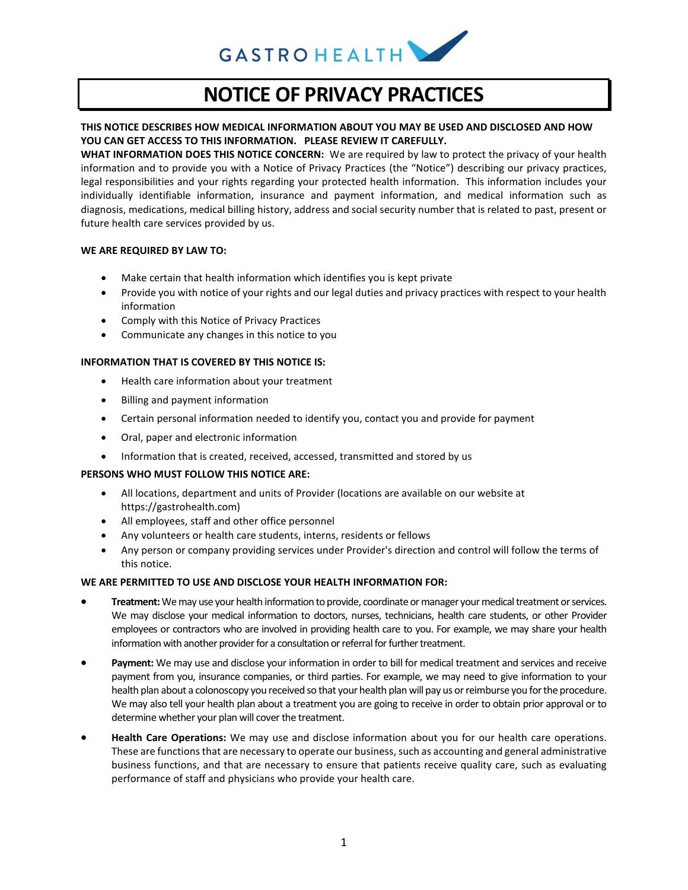GASTROHEALTH

# NOTICE OF PRIVACY PRACTICES

**THIS NOTICE DESCRIBES HOW MEDICAL INFORMATION ABOUT YOU MAY BE USED AND DISCLOSED AND HOW YOU CAN GET ACCESS TO THIS INFORMATION. PLEASE REVIEW IT CAREFULLY.**

**WHAT INFORMATION DOES THIS NOTICE CONCERN:** We are required by law to protect the privacy of your health information and to provide you with a Notice of Privacy Practices (the "Notice") describing our privacy practices, legal responsibilities and your rights regarding your protected health information. This information includes your individually identifiable information, insurance and payment information, and medical information such as diagnosis, medications, medical billing history, address and social security number that is related to past, present or future health care services provided by us.

**WE ARE REQUIRED BY LAW TO:**

- Make certain that health information which identifies you is kept private
- Provide you with notice of your rights and our legal duties and privacy practices with respect to your health information
- Comply with this Notice of Privacy Practices
- Communicate any changes in this notice to you

**INFORMATION THAT IS COVERED BY THIS NOTICE IS:**

- Health care information about your treatment
- Billing and payment information
- Certain personal information needed to identify you, contact you and provide for payment
- Oral, paper and electronic information
- Information that is created, received, accessed, transmitted and stored by us

**PERSONS WHO MUST FOLLOW THIS NOTICE ARE:**

- All locations, department and units of Provider (locations are available on our website at https://gastrohealth.com)
- All employees, staff and other office personnel
- Any volunteers or health care students, interns, residents or fellows
- Any person or company providing services under Provider's direction and control will follow the terms of this notice.

**WE ARE PERMITTED TO USE AND DISCLOSE YOUR HEALTH INFORMATION FOR:**

- **Treatment:** We may use your health information to provide, coordinate or manager your medical treatment or services. We may disclose your medical information to doctors, nurses, technicians, health care students, or other Provider employees or contractors who are involved in providing health care to you. For example, we may share your health information with another provider for a consultation or referral for further treatment.
- **Payment:** We may use and disclose your information in order to bill for medical treatment and services and receive payment from you, insurance companies, or third parties. For example, we may need to give information to your health plan about a colonoscopy you received so that your health plan will pay us or reimburse you for the procedure. We may also tell your health plan about a treatment you are going to receive in order to obtain prior approval or to determine whether your plan will cover the treatment.
- **Health Care Operations:** We may use and disclose information about you for our health care operations. These are functions that are necessary to operate our business, such as accounting and general administrative business functions, and that are necessary to ensure that patients receive quality care, such as evaluating performance of staff and physicians who provide your health care.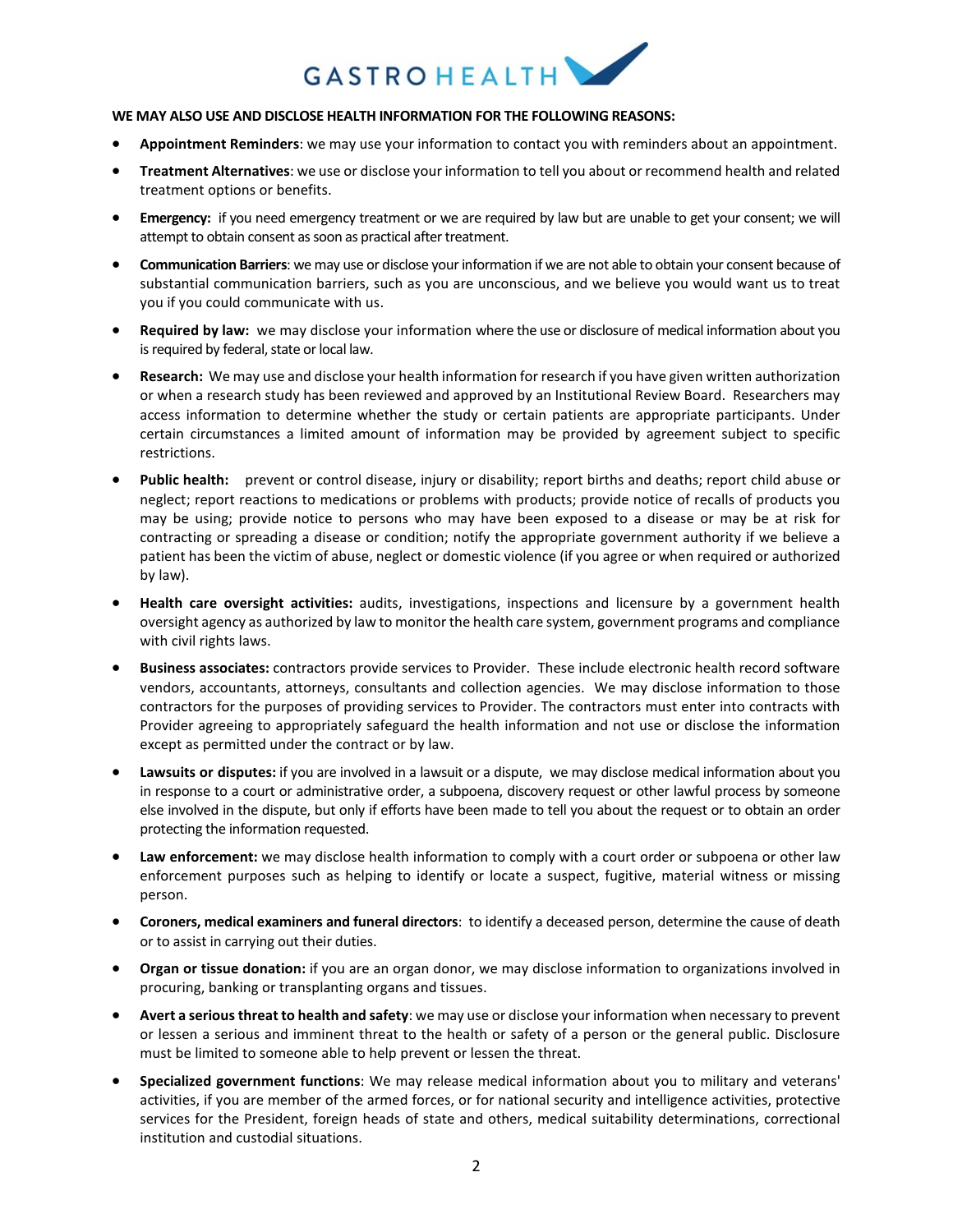**WE MAY ALSO USE AND DISCLOSE HEALTH INFORMATION FOR THE FOLLOWING REASONS:**

- **Appointment Reminders**: we may use your information to contact you with reminders about an appointment.
- **Treatment Alternatives**: we use or disclose your information to tell you about or recommend health and related treatment options or benefits.
- **Emergency:** if you need emergency treatment or we are required by law but are unable to get your consent; we will attempt to obtain consent as soon as practical after treatment.
- **Communication Barriers**: we may use or disclose your information if we are not able to obtain your consent because of substantial communication barriers, such as you are unconscious, and we believe you would want us to treat you if you could communicate with us.
- **Required by law:** we may disclose your information where the use or disclosure of medical information about you is required by federal, state or local law.
- **Research:** We may use and disclose your health information for research if you have given written authorization or when a research study has been reviewed and approved by an Institutional Review Board. Researchers may access information to determine whether the study or certain patients are appropriate participants. Under certain circumstances a limited amount of information may be provided by agreement subject to specific restrictions.
- **Public health:** prevent or control disease, injury or disability; report births and deaths; report child abuse or neglect; report reactions to medications or problems with products; provide notice of recalls of products you may be using; provide notice to persons who may have been exposed to a disease or may be at risk for contracting or spreading a disease or condition; notify the appropriate government authority if we believe a patient has been the victim of abuse, neglect or domestic violence (if you agree or when required or authorized by law).
- **Health care oversight activities:** audits, investigations, inspections and licensure by a government health oversight agency as authorized by law to monitor the health care system, government programs and compliance with civil rights laws.
- **Business associates:** contractors provide services to Provider. These include electronic health record software vendors, accountants, attorneys, consultants and collection agencies. We may disclose information to those contractors for the purposes of providing services to Provider. The contractors must enter into contracts with Provider agreeing to appropriately safeguard the health information and not use or disclose the information except as permitted under the contract or by law.
- **Lawsuits or disputes:** if you are involved in a lawsuit or a dispute, we may disclose medical information about you in response to a court or administrative order, a subpoena, discovery request or other lawful process by someone else involved in the dispute, but only if efforts have been made to tell you about the request or to obtain an order protecting the information requested.
- **Law enforcement:** we may disclose health information to comply with a court order or subpoena or other law enforcement purposes such as helping to identify or locate a suspect, fugitive, material witness or missing person.
- **Coroners, medical examiners and funeral directors**: to identify a deceased person, determine the cause of death or to assist in carrying out their duties.
- **Organ or tissue donation:** if you are an organ donor, we may disclose information to organizations involved in procuring, banking or transplanting organs and tissues.
- **Avert a serious threat to health and safety**: we may use or disclose your information when necessary to prevent or lessen a serious and imminent threat to the health or safety of a person or the general public. Disclosure must be limited to someone able to help prevent or lessen the threat.
- **Specialized government functions**: We may release medical information about you to military and veterans' activities, if you are member of the armed forces, or for national security and intelligence activities, protective services for the President, foreign heads of state and others, medical suitability determinations, correctional institution and custodial situations.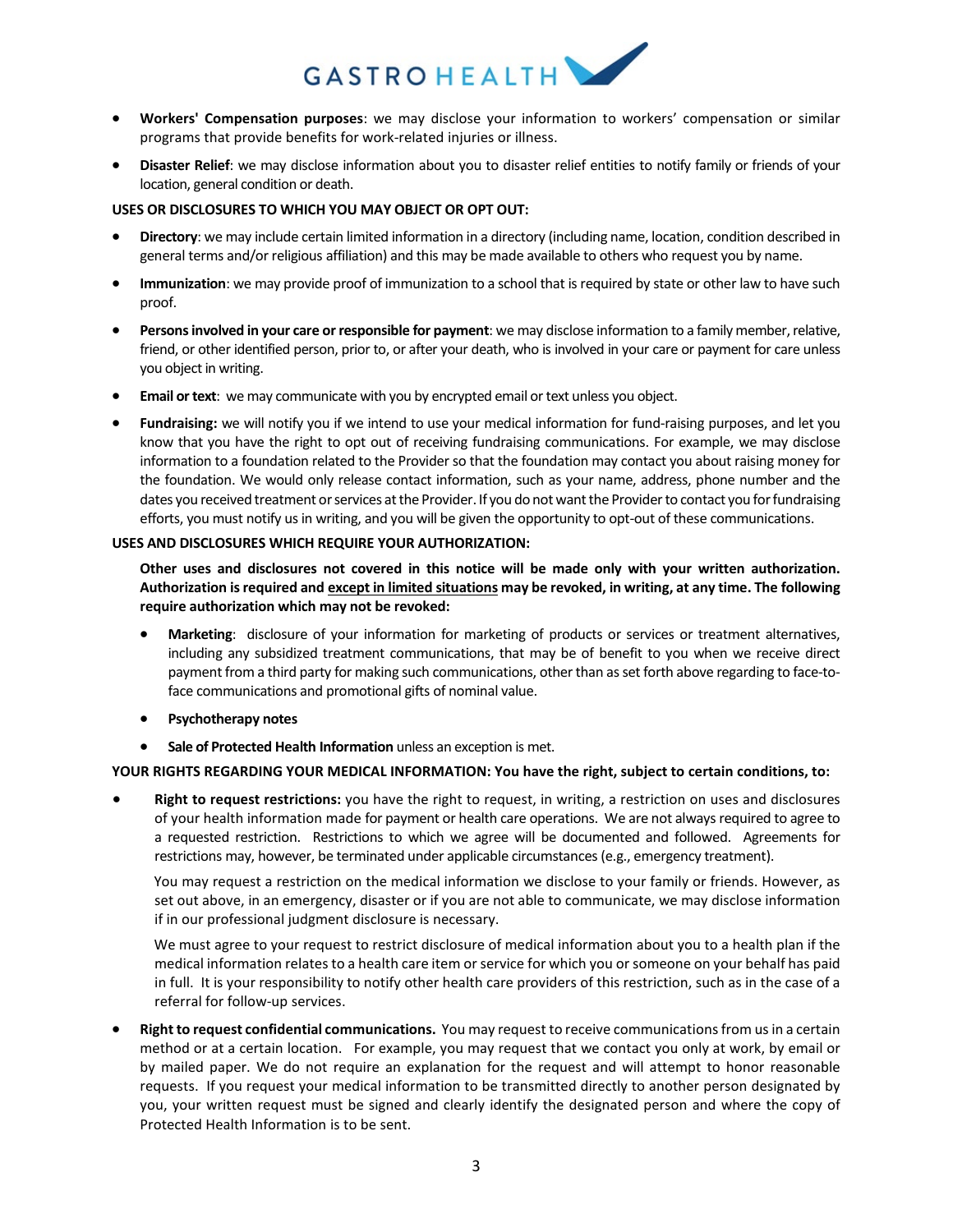- **Workers' Compensation purposes**: we may disclose your information to workers' compensation or similar programs that provide benefits for work-related injuries or illness.
- **Disaster Relief**: we may disclose information about you to disaster relief entities to notify family or friends of your location, general condition or death.

**USES OR DISCLOSURES TO WHICH YOU MAY OBJECT OR OPT OUT:**

- **Directory**: we may include certain limited information in a directory (including name, location, condition described in general terms and/or religious affiliation) and this may be made available to others who request you by name.
- **Immunization**: we may provide proof of immunization to a school that is required by state or other law to have such proof.
- **Persons involved in your care or responsible for payment**: we may disclose information to a family member, relative, friend, or other identified person, prior to, or after your death, who is involved in your care or payment for care unless you object in writing.
- **Email or text**: we may communicate with you by encrypted email or text unless you object.
- **Fundraising:** we will notify you if we intend to use your medical information for fund-raising purposes, and let you know that you have the right to opt out of receiving fundraising communications. For example, we may disclose information to a foundation related to the Provider so that the foundation may contact you about raising money for the foundation. We would only release contact information, such as your name, address, phone number and the dates you received treatment or services at the Provider. If you do not want the Provider to contact you for fundraising efforts, you must notify us in writing, and you will be given the opportunity to opt-out of these communications.

**USES AND DISCLOSURES WHICH REQUIRE YOUR AUTHORIZATION:**

**Other uses and disclosures not covered in this notice will be made only with your written authorization. Authorization is required and <u>except in limited situations</u> may be revoked, in writing, at any time. The following require authorization which may not be revoked:**

- **Marketing**: disclosure of your information for marketing of products or services or treatment alternatives, including any subsidized treatment communications, that may be of benefit to you when we receive direct payment from a third party for making such communications, other than as set forth above regarding to face-to-face communications and promotional gifts of nominal value.
- **Psychotherapy notes**
- **Sale of Protected Health Information** unless an exception is met.

**YOUR RIGHTS REGARDING YOUR MEDICAL INFORMATION: You have the right, subject to certain conditions, to:**

- **Right to request restrictions:** you have the right to request, in writing, a restriction on uses and disclosures of your health information made for payment or health care operations. We are not always required to agree to a requested restriction. Restrictions to which we agree will be documented and followed. Agreements for restrictions may, however, be terminated under applicable circumstances (e.g., emergency treatment).

  You may request a restriction on the medical information we disclose to your family or friends. However, as set out above, in an emergency, disaster or if you are not able to communicate, we may disclose information if in our professional judgment disclosure is necessary.

  We must agree to your request to restrict disclosure of medical information about you to a health plan if the medical information relates to a health care item or service for which you or someone on your behalf has paid in full. It is your responsibility to notify other health care providers of this restriction, such as in the case of a referral for follow-up services.

- **Right to request confidential communications.** You may request to receive communications from us in a certain method or at a certain location. For example, you may request that we contact you only at work, by email or by mailed paper. We do not require an explanation for the request and will attempt to honor reasonable requests. If you request your medical information to be transmitted directly to another person designated by you, your written request must be signed and clearly identify the designated person and where the copy of Protected Health Information is to be sent.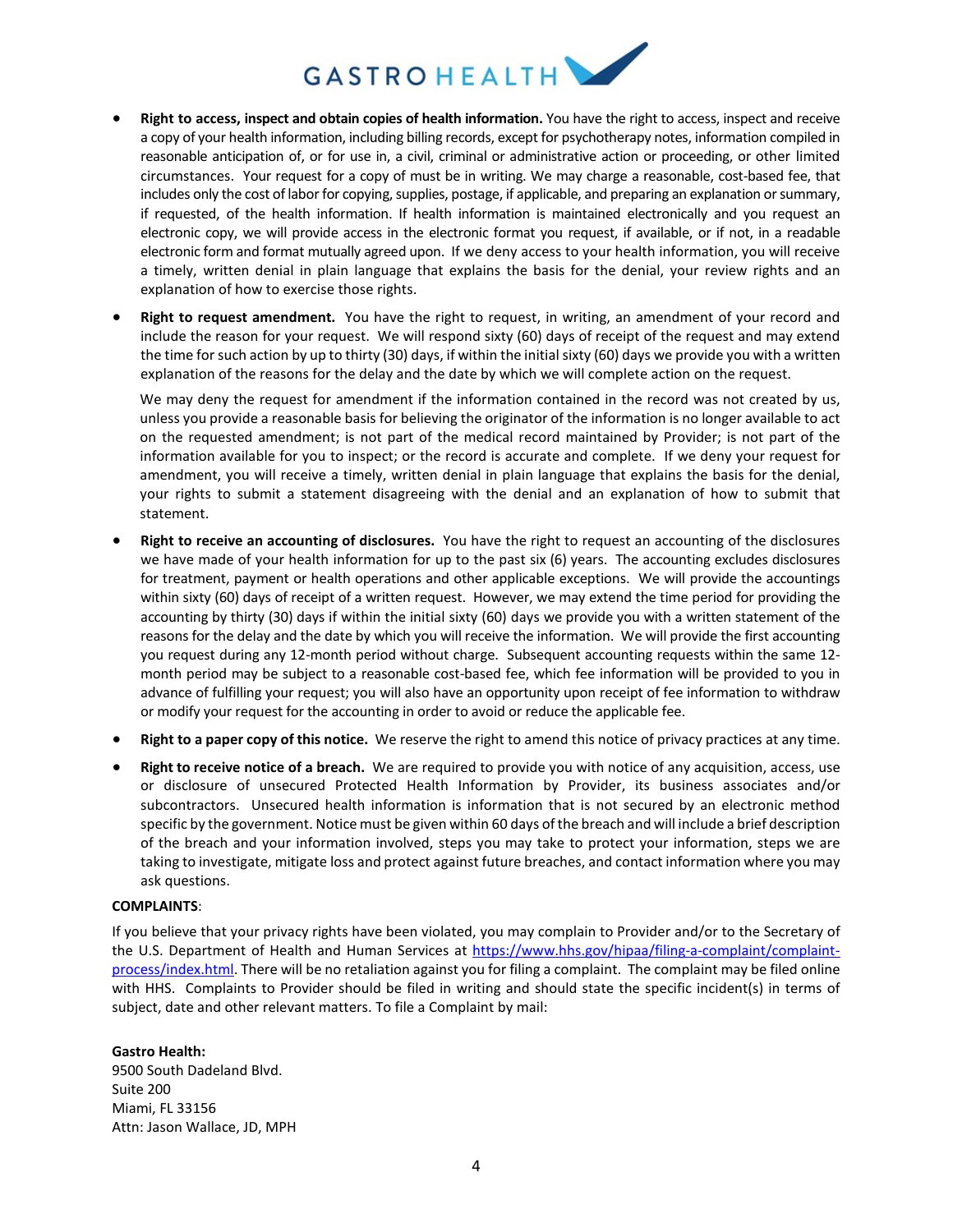- **Right to access, inspect and obtain copies of health information.** You have the right to access, inspect and receive a copy of your health information, including billing records, except for psychotherapy notes, information compiled in reasonable anticipation of, or for use in, a civil, criminal or administrative action or proceeding, or other limited circumstances. Your request for a copy of must be in writing. We may charge a reasonable, cost-based fee, that includes only the cost of labor for copying, supplies, postage, if applicable, and preparing an explanation or summary, if requested, of the health information. If health information is maintained electronically and you request an electronic copy, we will provide access in the electronic format you request, if available, or if not, in a readable electronic form and format mutually agreed upon. If we deny access to your health information, you will receive a timely, written denial in plain language that explains the basis for the denial, your review rights and an explanation of how to exercise those rights.

- **Right to request amendment.** You have the right to request, in writing, an amendment of your record and include the reason for your request. We will respond sixty (60) days of receipt of the request and may extend the time for such action by up to thirty (30) days, if within the initial sixty (60) days we provide you with a written explanation of the reasons for the delay and the date by which we will complete action on the request.

  We may deny the request for amendment if the information contained in the record was not created by us, unless you provide a reasonable basis for believing the originator of the information is no longer available to act on the requested amendment; is not part of the medical record maintained by Provider; is not part of the information available for you to inspect; or the record is accurate and complete. If we deny your request for amendment, you will receive a timely, written denial in plain language that explains the basis for the denial, your rights to submit a statement disagreeing with the denial and an explanation of how to submit that statement.

- **Right to receive an accounting of disclosures.** You have the right to request an accounting of the disclosures we have made of your health information for up to the past six (6) years. The accounting excludes disclosures for treatment, payment or health operations and other applicable exceptions. We will provide the accountings within sixty (60) days of receipt of a written request. However, we may extend the time period for providing the accounting by thirty (30) days if within the initial sixty (60) days we provide you with a written statement of the reasons for the delay and the date by which you will receive the information. We will provide the first accounting you request during any 12-month period without charge. Subsequent accounting requests within the same 12-month period may be subject to a reasonable cost-based fee, which fee information will be provided to you in advance of fulfilling your request; you will also have an opportunity upon receipt of fee information to withdraw or modify your request for the accounting in order to avoid or reduce the applicable fee.

- **Right to a paper copy of this notice.** We reserve the right to amend this notice of privacy practices at any time.

- **Right to receive notice of a breach.** We are required to provide you with notice of any acquisition, access, use or disclosure of unsecured Protected Health Information by Provider, its business associates and/or subcontractors. Unsecured health information is information that is not secured by an electronic method specific by the government. Notice must be given within 60 days of the breach and will include a brief description of the breach and your information involved, steps you may take to protect your information, steps we are taking to investigate, mitigate loss and protect against future breaches, and contact information where you may ask questions.

**COMPLAINTS**:

If you believe that your privacy rights have been violated, you may complain to Provider and/or to the Secretary of the U.S. Department of Health and Human Services at https://www.hhs.gov/hipaa/filing-a-complaint/complaint-process/index.html. There will be no retaliation against you for filing a complaint. The complaint may be filed online with HHS. Complaints to Provider should be filed in writing and should state the specific incident(s) in terms of subject, date and other relevant matters. To file a Complaint by mail:

**Gastro Health:**
9500 South Dadeland Blvd.
Suite 200
Miami, FL 33156
Attn: Jason Wallace, JD, MPH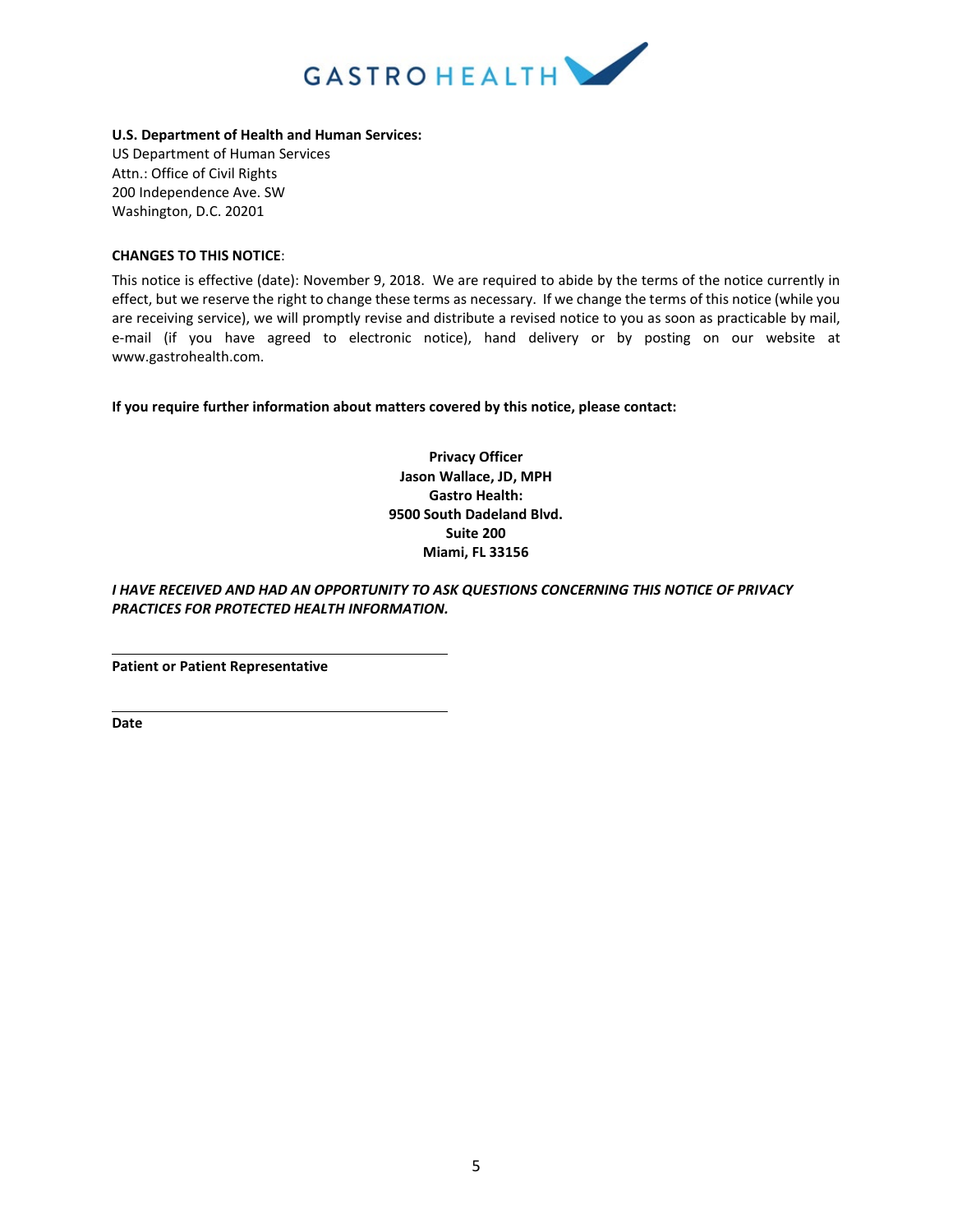**U.S. Department of Health and Human Services:**
US Department of Human Services
Attn.: Office of Civil Rights
200 Independence Ave. SW
Washington, D.C. 20201

**CHANGES TO THIS NOTICE**:

This notice is effective (date): November 9, 2018. We are required to abide by the terms of the notice currently in effect, but we reserve the right to change these terms as necessary. If we change the terms of this notice (while you are receiving service), we will promptly revise and distribute a revised notice to you as soon as practicable by mail, e-mail (if you have agreed to electronic notice), hand delivery or by posting on our website at www.gastrohealth.com.

**If you require further information about matters covered by this notice, please contact:**

**Privacy Officer**
**Jason Wallace, JD, MPH**
**Gastro Health:**
**9500 South Dadeland Blvd.**
**Suite 200**
**Miami, FL 33156**

***I HAVE RECEIVED AND HAD AN OPPORTUNITY TO ASK QUESTIONS CONCERNING THIS NOTICE OF PRIVACY PRACTICES FOR PROTECTED HEALTH INFORMATION.***

______________________________________

**Patient or Patient Representative**

______________________________________

**Date**